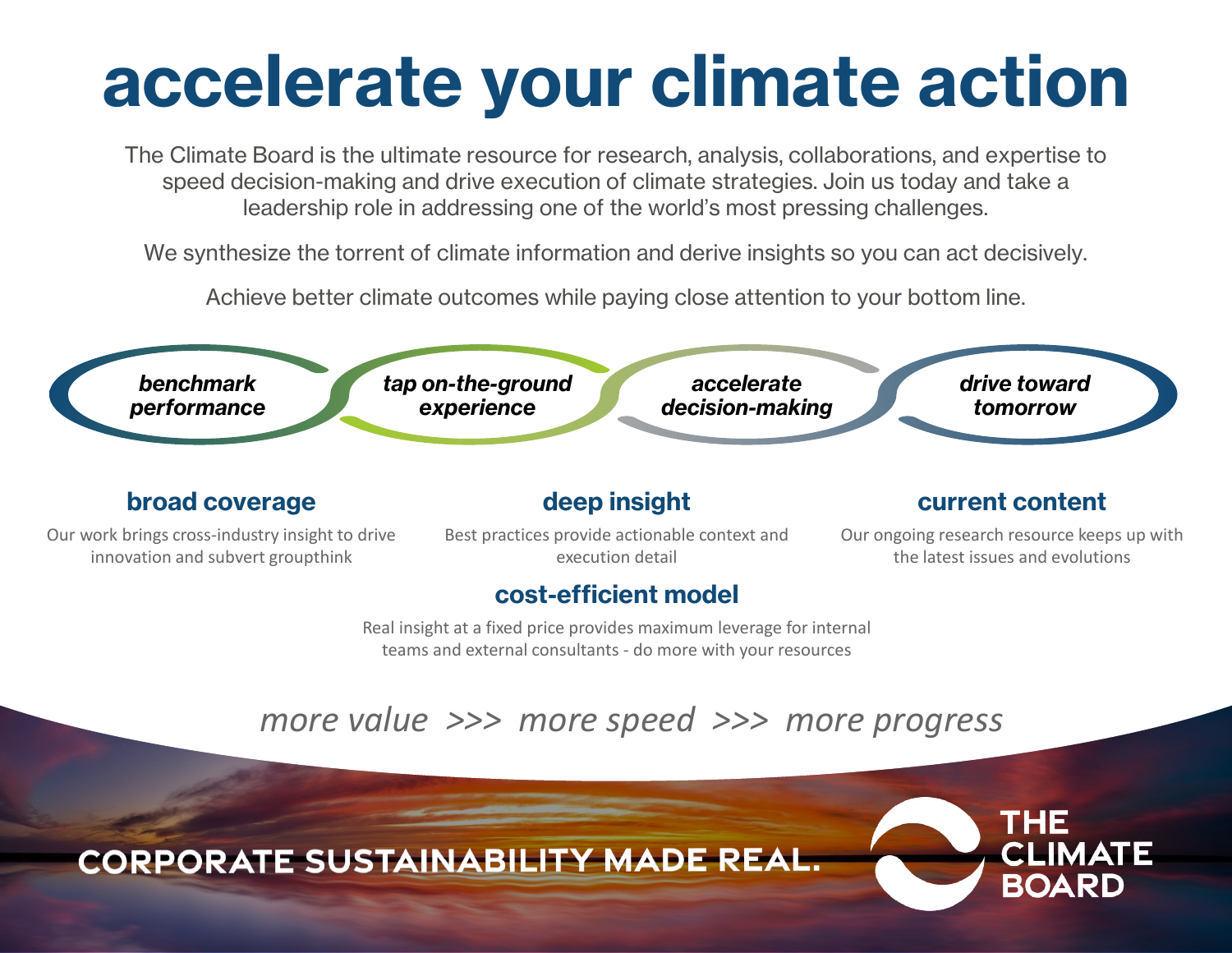# accelerate your climate action

The Climate Board is the ultimate resource for research, analysis, collaborations, and expertise to speed decision-making and drive execution of climate strategies. Join us today and take a leadership role in addressing one of the world's most pressing challenges.

We synthesize the torrent of climate information and derive insights so you can act decisively.

Achieve better climate outcomes while paying close attention to your bottom line.

***benchmark performance*** — ***tap on-the-ground experience*** — ***accelerate decision-making*** — ***drive toward tomorrow***

### broad coverage

Our work brings cross-industry insight to drive innovation and subvert groupthink

### deep insight

Best practices provide actionable context and execution detail

### current content

Our ongoing research resource keeps up with the latest issues and evolutions

### cost-efficient model

Real insight at a fixed price provides maximum leverage for internal teams and external consultants - do more with your resources

*more value >>> more speed >>> more progress*

**CORPORATE SUSTAINABILITY MADE REAL.**

THE CLIMATE BOARD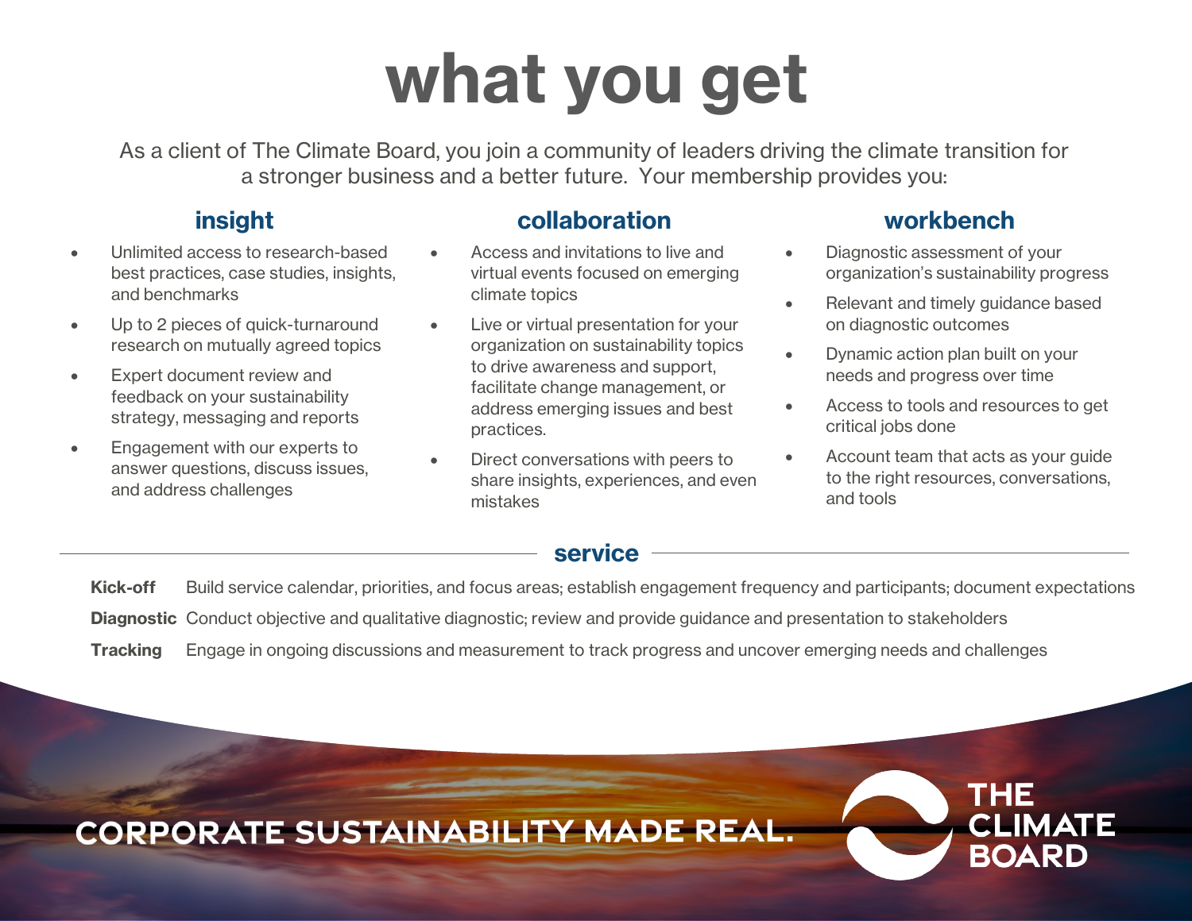# what you get

As a client of The Climate Board, you join a community of leaders driving the climate transition for a stronger business and a better future. Your membership provides you:

## insight

- Unlimited access to research-based best practices, case studies, insights, and benchmarks
- Up to 2 pieces of quick-turnaround research on mutually agreed topics
- Expert document review and feedback on your sustainability strategy, messaging and reports
- Engagement with our experts to answer questions, discuss issues, and address challenges

## collaboration

- Access and invitations to live and virtual events focused on emerging climate topics
- Live or virtual presentation for your organization on sustainability topics to drive awareness and support, facilitate change management, or address emerging issues and best practices.
- Direct conversations with peers to share insights, experiences, and even mistakes

## workbench

- Diagnostic assessment of your organization's sustainability progress
- Relevant and timely guidance based on diagnostic outcomes
- Dynamic action plan built on your needs and progress over time
- Access to tools and resources to get critical jobs done
- Account team that acts as your guide to the right resources, conversations, and tools

## service

**Kick-off** Build service calendar, priorities, and focus areas; establish engagement frequency and participants; document expectations

**Diagnostic** Conduct objective and qualitative diagnostic; review and provide guidance and presentation to stakeholders

**Tracking** Engage in ongoing discussions and measurement to track progress and uncover emerging needs and challenges

CORPORATE SUSTAINABILITY MADE REAL.

THE CLIMATE BOARD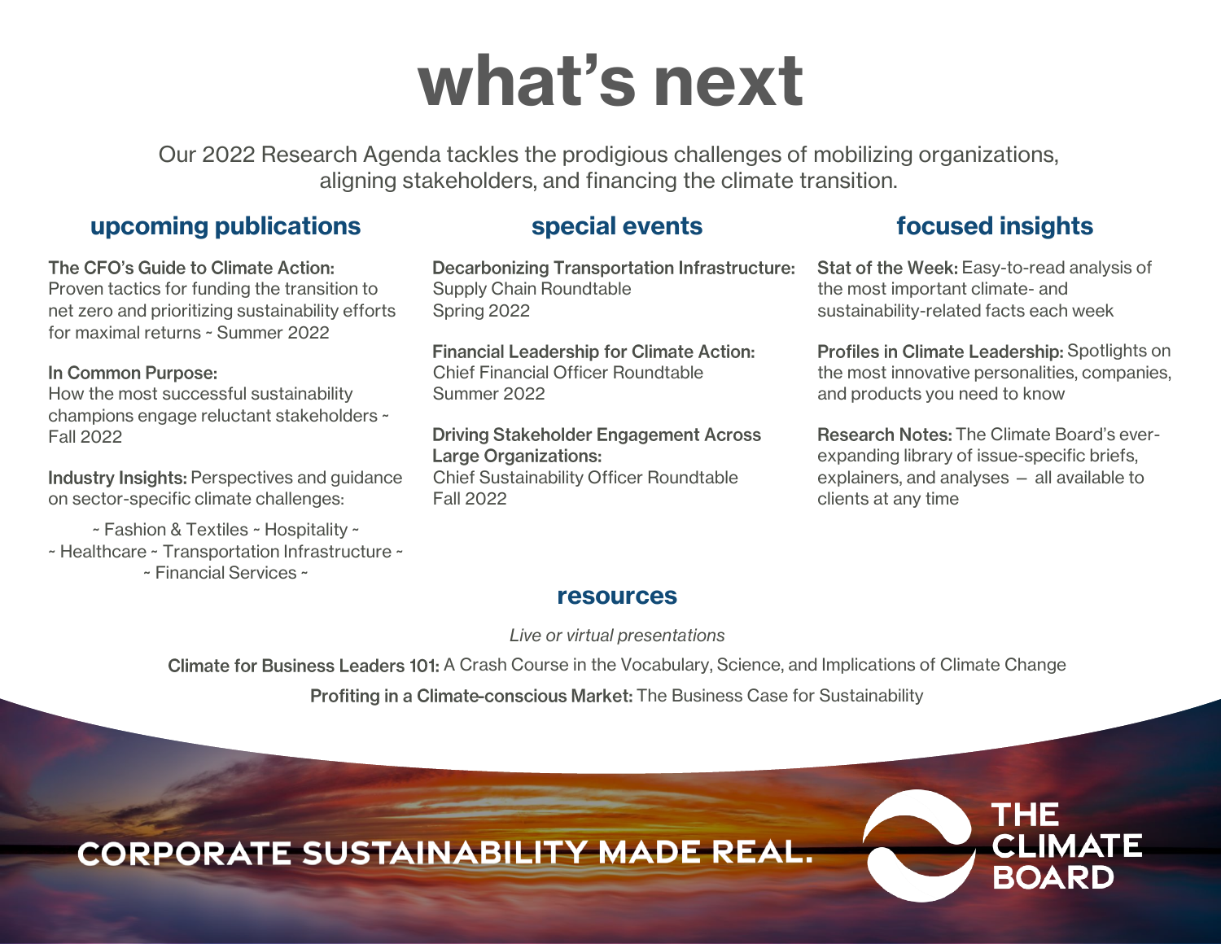# what's next

Our 2022 Research Agenda tackles the prodigious challenges of mobilizing organizations, aligning stakeholders, and financing the climate transition.

## upcoming publications

**The CFO's Guide to Climate Action:**
Proven tactics for funding the transition to net zero and prioritizing sustainability efforts for maximal returns ~ Summer 2022

**In Common Purpose:**
How the most successful sustainability champions engage reluctant stakeholders ~ Fall 2022

**Industry Insights:** Perspectives and guidance on sector-specific climate challenges:

~ Fashion & Textiles ~ Hospitality ~
~ Healthcare ~ Transportation Infrastructure ~
~ Financial Services ~

## special events

**Decarbonizing Transportation Infrastructure:**
Supply Chain Roundtable
Spring 2022

**Financial Leadership for Climate Action:**
Chief Financial Officer Roundtable
Summer 2022

**Driving Stakeholder Engagement Across Large Organizations:**
Chief Sustainability Officer Roundtable
Fall 2022

## focused insights

**Stat of the Week:** Easy-to-read analysis of the most important climate- and sustainability-related facts each week

**Profiles in Climate Leadership:** Spotlights on the most innovative personalities, companies, and products you need to know

**Research Notes:** The Climate Board's ever-expanding library of issue-specific briefs, explainers, and analyses – all available to clients at any time

## resources

*Live or virtual presentations*

**Climate for Business Leaders 101:** A Crash Course in the Vocabulary, Science, and Implications of Climate Change

**Profiting in a Climate-conscious Market:** The Business Case for Sustainability

CORPORATE SUSTAINABILITY MADE REAL.

THE CLIMATE BOARD